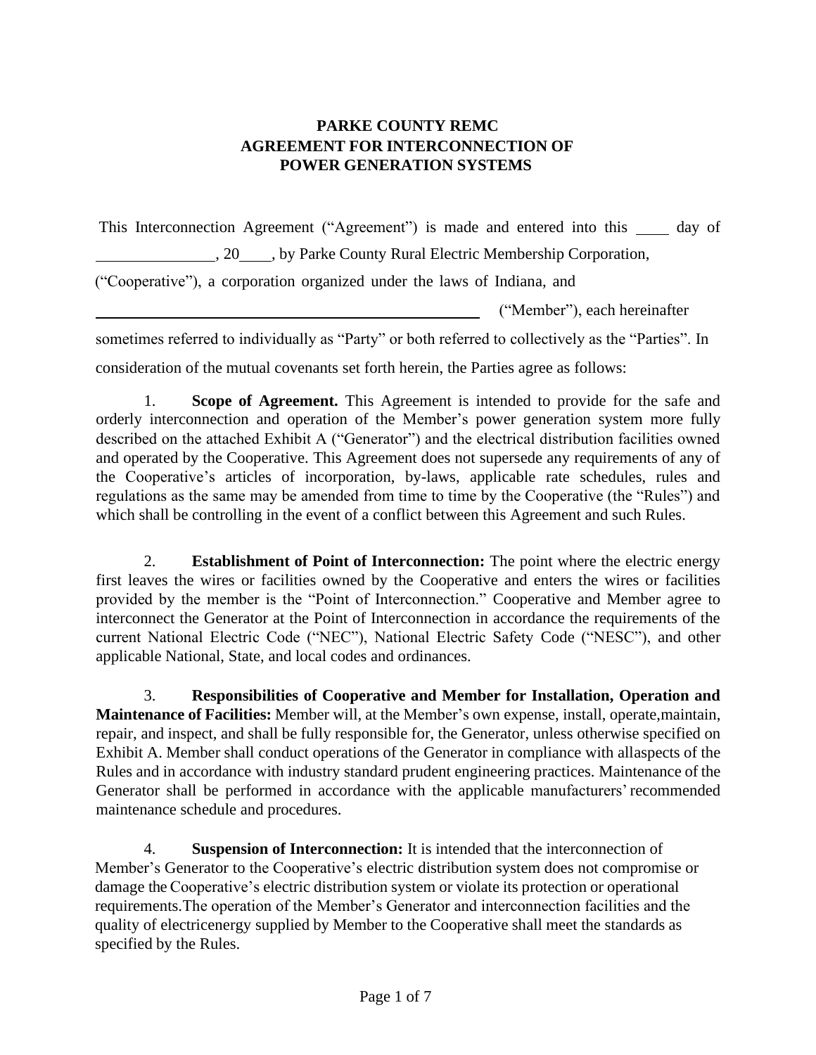# PARKE COUNTY REMC
# AGREEMENT FOR INTERCONNECTION OF POWER GENERATION SYSTEMS

This Interconnection Agreement ("Agreement") is made and entered into this ____ day of _______________, 20____, by Parke County Rural Electric Membership Corporation, ("Cooperative"), a corporation organized under the laws of Indiana, and ____________________________________________ ("Member"), each hereinafter sometimes referred to individually as "Party" or both referred to collectively as the "Parties". In consideration of the mutual covenants set forth herein, the Parties agree as follows:

1. **Scope of Agreement.** This Agreement is intended to provide for the safe and orderly interconnection and operation of the Member's power generation system more fully described on the attached Exhibit A ("Generator") and the electrical distribution facilities owned and operated by the Cooperative. This Agreement does not supersede any requirements of any of the Cooperative's articles of incorporation, by-laws, applicable rate schedules, rules and regulations as the same may be amended from time to time by the Cooperative (the "Rules") and which shall be controlling in the event of a conflict between this Agreement and such Rules.

2. **Establishment of Point of Interconnection:** The point where the electric energy first leaves the wires or facilities owned by the Cooperative and enters the wires or facilities provided by the member is the "Point of Interconnection." Cooperative and Member agree to interconnect the Generator at the Point of Interconnection in accordance the requirements of the current National Electric Code ("NEC"), National Electric Safety Code ("NESC"), and other applicable National, State, and local codes and ordinances.

3. **Responsibilities of Cooperative and Member for Installation, Operation and Maintenance of Facilities:** Member will, at the Member's own expense, install, operate,maintain, repair, and inspect, and shall be fully responsible for, the Generator, unless otherwise specified on Exhibit A. Member shall conduct operations of the Generator in compliance with allaspects of the Rules and in accordance with industry standard prudent engineering practices. Maintenance of the Generator shall be performed in accordance with the applicable manufacturers' recommended maintenance schedule and procedures.

4. **Suspension of Interconnection:** It is intended that the interconnection of Member's Generator to the Cooperative's electric distribution system does not compromise or damage the Cooperative's electric distribution system or violate its protection or operational requirements.The operation of the Member's Generator and interconnection facilities and the quality of electricenergy supplied by Member to the Cooperative shall meet the standards as specified by the Rules.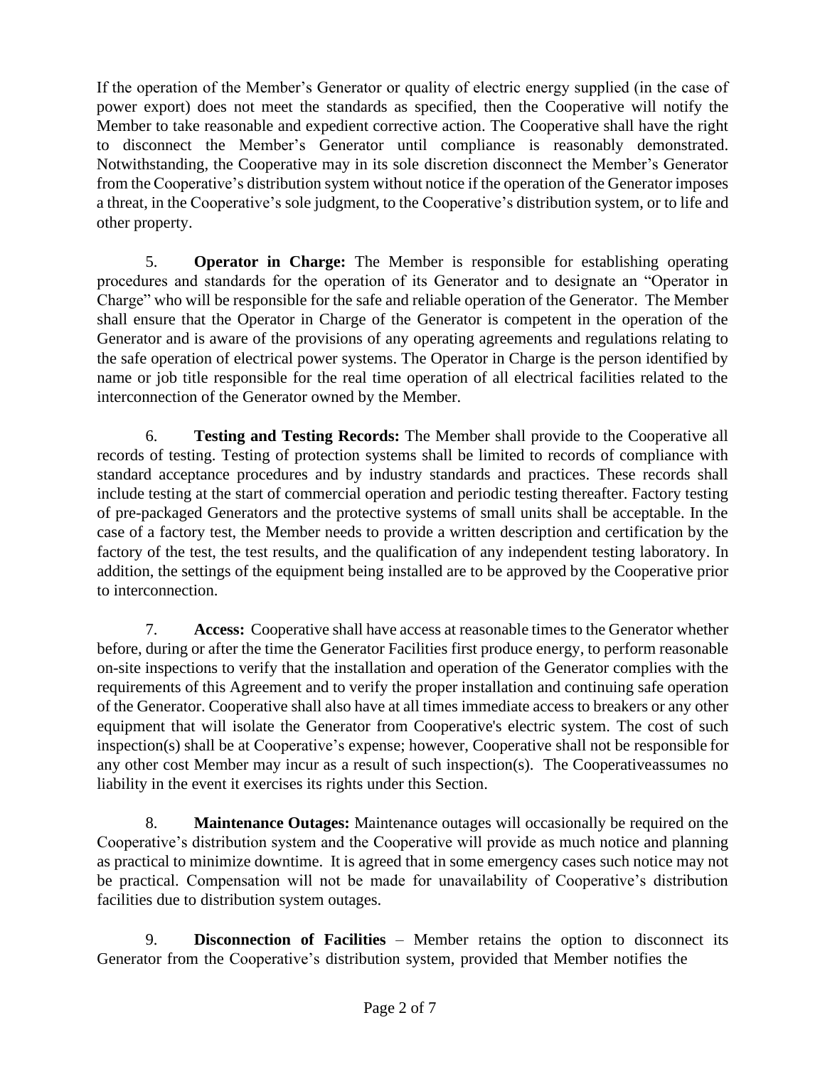If the operation of the Member's Generator or quality of electric energy supplied (in the case of power export) does not meet the standards as specified, then the Cooperative will notify the Member to take reasonable and expedient corrective action. The Cooperative shall have the right to disconnect the Member's Generator until compliance is reasonably demonstrated. Notwithstanding, the Cooperative may in its sole discretion disconnect the Member's Generator from the Cooperative's distribution system without notice if the operation of the Generator imposes a threat, in the Cooperative's sole judgment, to the Cooperative's distribution system, or to life and other property.

5. **Operator in Charge:** The Member is responsible for establishing operating procedures and standards for the operation of its Generator and to designate an "Operator in Charge" who will be responsible for the safe and reliable operation of the Generator. The Member shall ensure that the Operator in Charge of the Generator is competent in the operation of the Generator and is aware of the provisions of any operating agreements and regulations relating to the safe operation of electrical power systems. The Operator in Charge is the person identified by name or job title responsible for the real time operation of all electrical facilities related to the interconnection of the Generator owned by the Member.

6. **Testing and Testing Records:** The Member shall provide to the Cooperative all records of testing. Testing of protection systems shall be limited to records of compliance with standard acceptance procedures and by industry standards and practices. These records shall include testing at the start of commercial operation and periodic testing thereafter. Factory testing of pre-packaged Generators and the protective systems of small units shall be acceptable. In the case of a factory test, the Member needs to provide a written description and certification by the factory of the test, the test results, and the qualification of any independent testing laboratory. In addition, the settings of the equipment being installed are to be approved by the Cooperative prior to interconnection.

7. **Access:** Cooperative shall have access at reasonable times to the Generator whether before, during or after the time the Generator Facilities first produce energy, to perform reasonable on-site inspections to verify that the installation and operation of the Generator complies with the requirements of this Agreement and to verify the proper installation and continuing safe operation of the Generator. Cooperative shall also have at all times immediate access to breakers or any other equipment that will isolate the Generator from Cooperative's electric system. The cost of such inspection(s) shall be at Cooperative's expense; however, Cooperative shall not be responsible for any other cost Member may incur as a result of such inspection(s). The Cooperativeassumes no liability in the event it exercises its rights under this Section.

8. **Maintenance Outages:** Maintenance outages will occasionally be required on the Cooperative's distribution system and the Cooperative will provide as much notice and planning as practical to minimize downtime. It is agreed that in some emergency cases such notice may not be practical. Compensation will not be made for unavailability of Cooperative's distribution facilities due to distribution system outages.

9. **Disconnection of Facilities** – Member retains the option to disconnect its Generator from the Cooperative's distribution system, provided that Member notifies the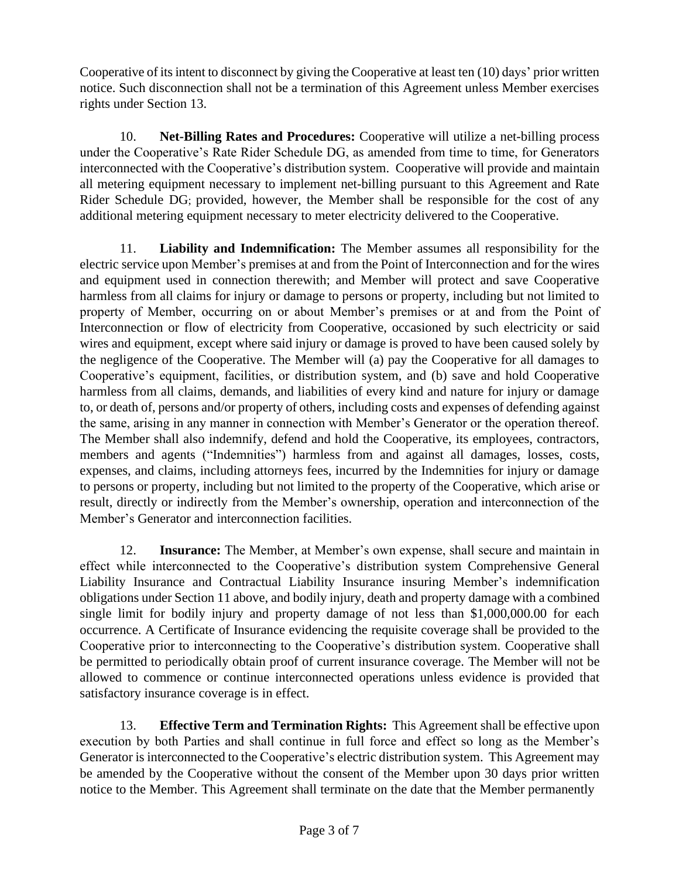Cooperative of its intent to disconnect by giving the Cooperative at least ten (10) days' prior written notice. Such disconnection shall not be a termination of this Agreement unless Member exercises rights under Section 13.

10. **Net-Billing Rates and Procedures:** Cooperative will utilize a net-billing process under the Cooperative's Rate Rider Schedule DG, as amended from time to time, for Generators interconnected with the Cooperative's distribution system. Cooperative will provide and maintain all metering equipment necessary to implement net-billing pursuant to this Agreement and Rate Rider Schedule DG; provided, however, the Member shall be responsible for the cost of any additional metering equipment necessary to meter electricity delivered to the Cooperative.

11. **Liability and Indemnification:** The Member assumes all responsibility for the electric service upon Member's premises at and from the Point of Interconnection and for the wires and equipment used in connection therewith; and Member will protect and save Cooperative harmless from all claims for injury or damage to persons or property, including but not limited to property of Member, occurring on or about Member's premises or at and from the Point of Interconnection or flow of electricity from Cooperative, occasioned by such electricity or said wires and equipment, except where said injury or damage is proved to have been caused solely by the negligence of the Cooperative. The Member will (a) pay the Cooperative for all damages to Cooperative's equipment, facilities, or distribution system, and (b) save and hold Cooperative harmless from all claims, demands, and liabilities of every kind and nature for injury or damage to, or death of, persons and/or property of others, including costs and expenses of defending against the same, arising in any manner in connection with Member's Generator or the operation thereof. The Member shall also indemnify, defend and hold the Cooperative, its employees, contractors, members and agents ("Indemnities") harmless from and against all damages, losses, costs, expenses, and claims, including attorneys fees, incurred by the Indemnities for injury or damage to persons or property, including but not limited to the property of the Cooperative, which arise or result, directly or indirectly from the Member's ownership, operation and interconnection of the Member's Generator and interconnection facilities.

12. **Insurance:** The Member, at Member's own expense, shall secure and maintain in effect while interconnected to the Cooperative's distribution system Comprehensive General Liability Insurance and Contractual Liability Insurance insuring Member's indemnification obligations under Section 11 above, and bodily injury, death and property damage with a combined single limit for bodily injury and property damage of not less than $1,000,000.00 for each occurrence. A Certificate of Insurance evidencing the requisite coverage shall be provided to the Cooperative prior to interconnecting to the Cooperative's distribution system. Cooperative shall be permitted to periodically obtain proof of current insurance coverage. The Member will not be allowed to commence or continue interconnected operations unless evidence is provided that satisfactory insurance coverage is in effect.

13. **Effective Term and Termination Rights:** This Agreement shall be effective upon execution by both Parties and shall continue in full force and effect so long as the Member's Generator is interconnected to the Cooperative's electric distribution system. This Agreement may be amended by the Cooperative without the consent of the Member upon 30 days prior written notice to the Member. This Agreement shall terminate on the date that the Member permanently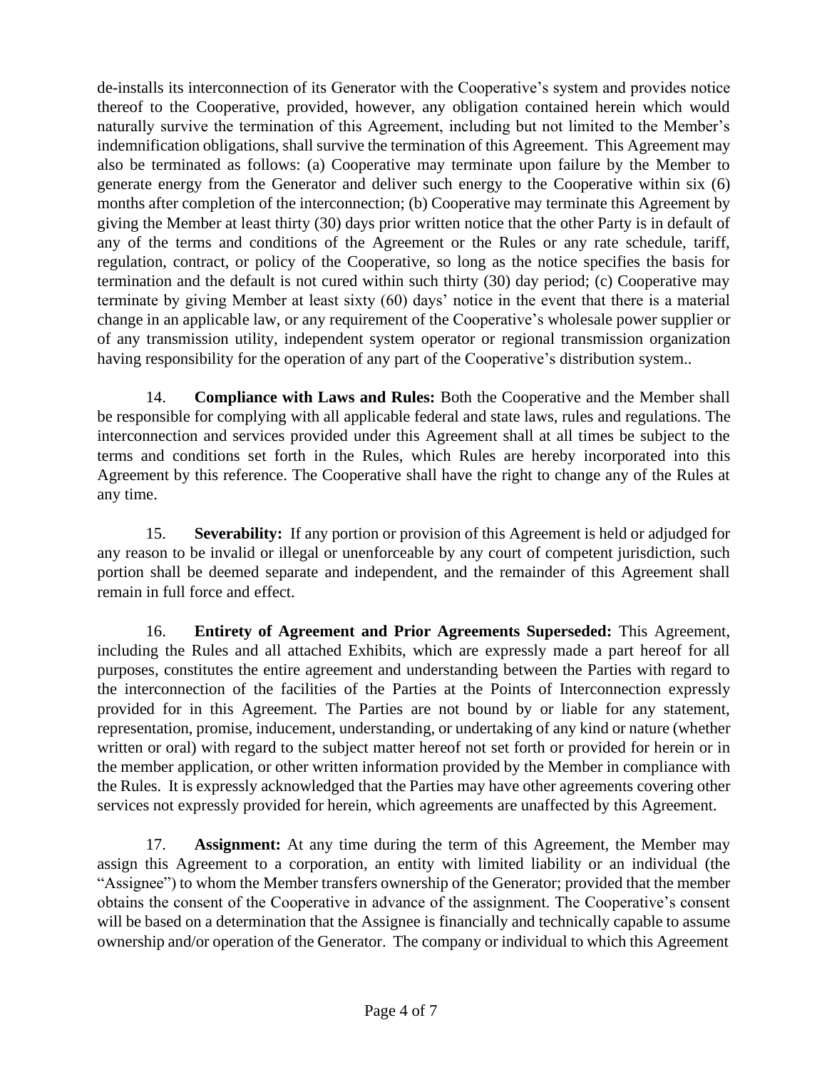de-installs its interconnection of its Generator with the Cooperative's system and provides notice thereof to the Cooperative, provided, however, any obligation contained herein which would naturally survive the termination of this Agreement, including but not limited to the Member's indemnification obligations, shall survive the termination of this Agreement. This Agreement may also be terminated as follows: (a) Cooperative may terminate upon failure by the Member to generate energy from the Generator and deliver such energy to the Cooperative within six (6) months after completion of the interconnection; (b) Cooperative may terminate this Agreement by giving the Member at least thirty (30) days prior written notice that the other Party is in default of any of the terms and conditions of the Agreement or the Rules or any rate schedule, tariff, regulation, contract, or policy of the Cooperative, so long as the notice specifies the basis for termination and the default is not cured within such thirty (30) day period; (c) Cooperative may terminate by giving Member at least sixty (60) days' notice in the event that there is a material change in an applicable law, or any requirement of the Cooperative's wholesale power supplier or of any transmission utility, independent system operator or regional transmission organization having responsibility for the operation of any part of the Cooperative's distribution system..

14. **Compliance with Laws and Rules:** Both the Cooperative and the Member shall be responsible for complying with all applicable federal and state laws, rules and regulations. The interconnection and services provided under this Agreement shall at all times be subject to the terms and conditions set forth in the Rules, which Rules are hereby incorporated into this Agreement by this reference. The Cooperative shall have the right to change any of the Rules at any time.

15. **Severability:** If any portion or provision of this Agreement is held or adjudged for any reason to be invalid or illegal or unenforceable by any court of competent jurisdiction, such portion shall be deemed separate and independent, and the remainder of this Agreement shall remain in full force and effect.

16. **Entirety of Agreement and Prior Agreements Superseded:** This Agreement, including the Rules and all attached Exhibits, which are expressly made a part hereof for all purposes, constitutes the entire agreement and understanding between the Parties with regard to the interconnection of the facilities of the Parties at the Points of Interconnection expressly provided for in this Agreement. The Parties are not bound by or liable for any statement, representation, promise, inducement, understanding, or undertaking of any kind or nature (whether written or oral) with regard to the subject matter hereof not set forth or provided for herein or in the member application, or other written information provided by the Member in compliance with the Rules. It is expressly acknowledged that the Parties may have other agreements covering other services not expressly provided for herein, which agreements are unaffected by this Agreement.

17. **Assignment:** At any time during the term of this Agreement, the Member may assign this Agreement to a corporation, an entity with limited liability or an individual (the "Assignee") to whom the Member transfers ownership of the Generator; provided that the member obtains the consent of the Cooperative in advance of the assignment. The Cooperative's consent will be based on a determination that the Assignee is financially and technically capable to assume ownership and/or operation of the Generator. The company or individual to which this Agreement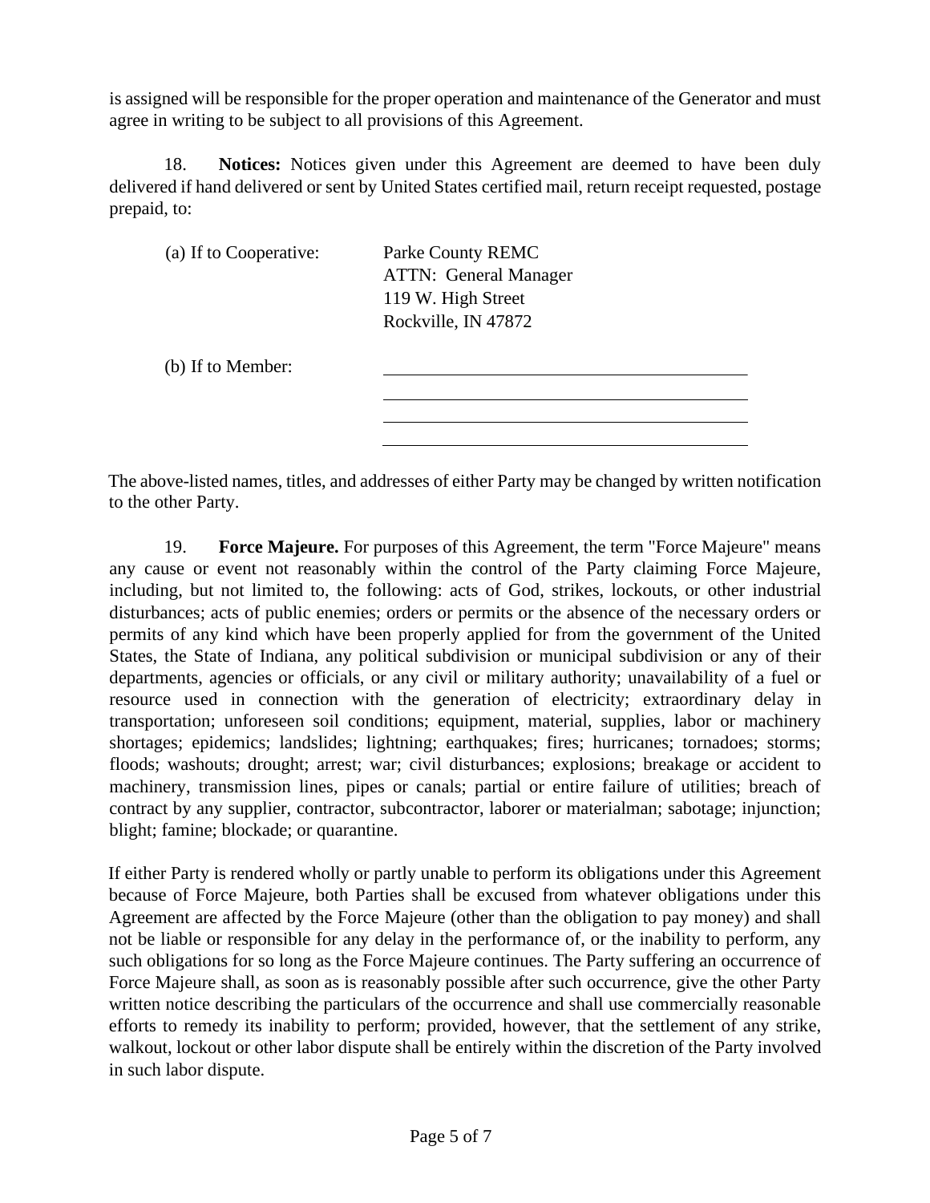is assigned will be responsible for the proper operation and maintenance of the Generator and must agree in writing to be subject to all provisions of this Agreement.

18. **Notices:** Notices given under this Agreement are deemed to have been duly delivered if hand delivered or sent by United States certified mail, return receipt requested, postage prepaid, to:

(a) If to Cooperative: Parke County REMC
ATTN: General Manager
119 W. High Street
Rockville, IN 47872

(b) If to Member: \_\_\_\_\_\_\_\_\_\_\_\_\_\_\_\_\_\_\_\_\_\_\_\_\_\_\_\_\_\_\_\_\_\_\_\_\_\_\_\_
\_\_\_\_\_\_\_\_\_\_\_\_\_\_\_\_\_\_\_\_\_\_\_\_\_\_\_\_\_\_\_\_\_\_\_\_\_\_\_\_
\_\_\_\_\_\_\_\_\_\_\_\_\_\_\_\_\_\_\_\_\_\_\_\_\_\_\_\_\_\_\_\_\_\_\_\_\_\_\_\_
\_\_\_\_\_\_\_\_\_\_\_\_\_\_\_\_\_\_\_\_\_\_\_\_\_\_\_\_\_\_\_\_\_\_\_\_\_\_\_\_

The above-listed names, titles, and addresses of either Party may be changed by written notification to the other Party.

19. **Force Majeure.** For purposes of this Agreement, the term "Force Majeure" means any cause or event not reasonably within the control of the Party claiming Force Majeure, including, but not limited to, the following: acts of God, strikes, lockouts, or other industrial disturbances; acts of public enemies; orders or permits or the absence of the necessary orders or permits of any kind which have been properly applied for from the government of the United States, the State of Indiana, any political subdivision or municipal subdivision or any of their departments, agencies or officials, or any civil or military authority; unavailability of a fuel or resource used in connection with the generation of electricity; extraordinary delay in transportation; unforeseen soil conditions; equipment, material, supplies, labor or machinery shortages; epidemics; landslides; lightning; earthquakes; fires; hurricanes; tornadoes; storms; floods; washouts; drought; arrest; war; civil disturbances; explosions; breakage or accident to machinery, transmission lines, pipes or canals; partial or entire failure of utilities; breach of contract by any supplier, contractor, subcontractor, laborer or materialman; sabotage; injunction; blight; famine; blockade; or quarantine.

If either Party is rendered wholly or partly unable to perform its obligations under this Agreement because of Force Majeure, both Parties shall be excused from whatever obligations under this Agreement are affected by the Force Majeure (other than the obligation to pay money) and shall not be liable or responsible for any delay in the performance of, or the inability to perform, any such obligations for so long as the Force Majeure continues. The Party suffering an occurrence of Force Majeure shall, as soon as is reasonably possible after such occurrence, give the other Party written notice describing the particulars of the occurrence and shall use commercially reasonable efforts to remedy its inability to perform; provided, however, that the settlement of any strike, walkout, lockout or other labor dispute shall be entirely within the discretion of the Party involved in such labor dispute.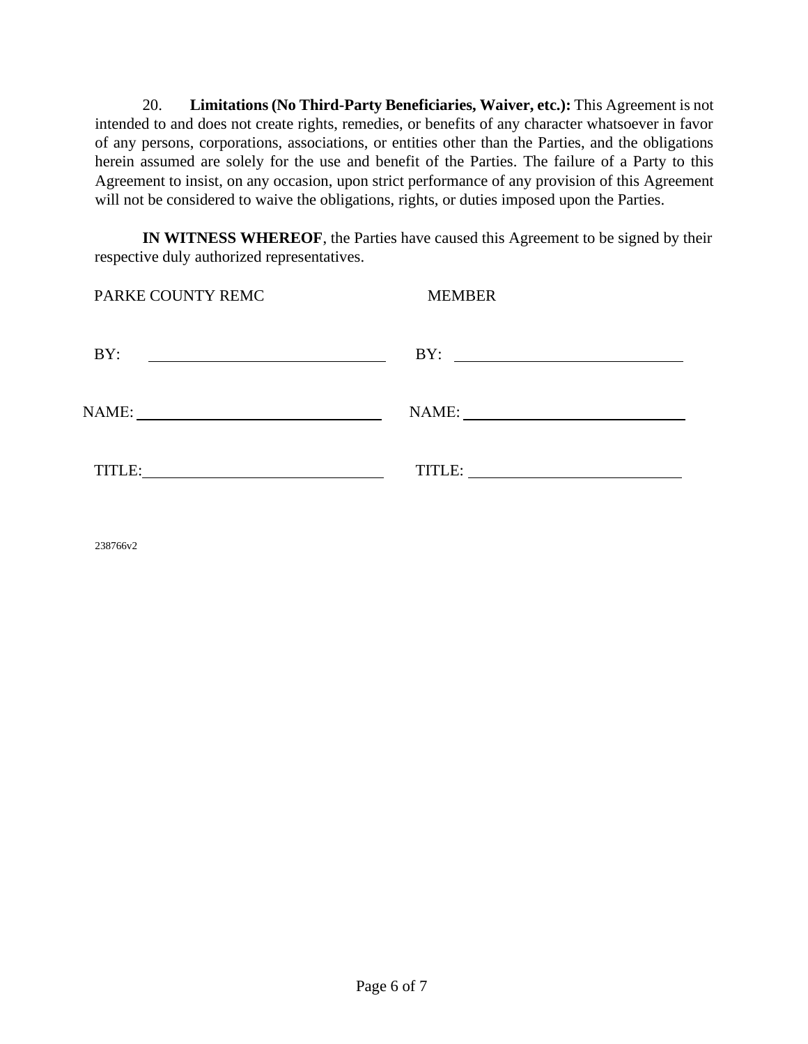20. **Limitations (No Third-Party Beneficiaries, Waiver, etc.):** This Agreement is not intended to and does not create rights, remedies, or benefits of any character whatsoever in favor of any persons, corporations, associations, or entities other than the Parties, and the obligations herein assumed are solely for the use and benefit of the Parties. The failure of a Party to this Agreement to insist, on any occasion, upon strict performance of any provision of this Agreement will not be considered to waive the obligations, rights, or duties imposed upon the Parties.

**IN WITNESS WHEREOF**, the Parties have caused this Agreement to be signed by their respective duly authorized representatives.

| PARKE COUNTY REMC | MEMBER |
| --- | --- |
| BY: ______________________________ | BY: ______________________________ |
| NAME: ______________________________ | NAME: ______________________________ |
| TITLE: ______________________________ | TITLE: ______________________________ |

238766v2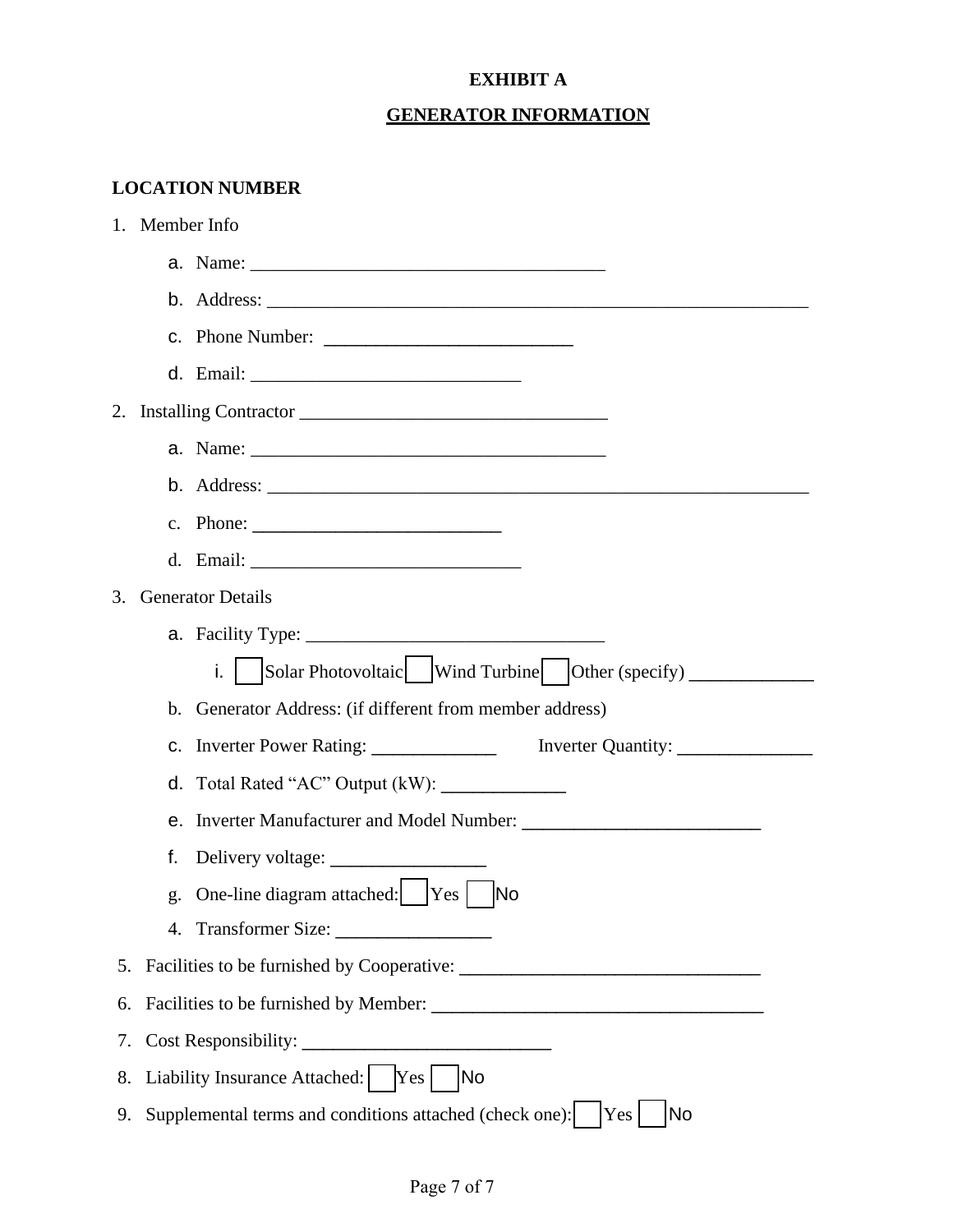**EXHIBIT A**

**GENERATOR INFORMATION**

**LOCATION NUMBER**

1. Member Info
   a. Name: _____________________________________
   b. Address: ________________________________________________________
   c. Phone Number: __________________________
   d. Email: ____________________________
2. Installing Contractor ________________________________
   a. Name: _____________________________________
   b. Address: ________________________________________________________
   c. Phone: __________________________
   d. Email: ____________________________
3. Generator Details
   a. Facility Type: ________________________________
      i. ☐ Solar Photovoltaic ☐ Wind Turbine ☐ Other (specify) _____________
   b. Generator Address: (if different from member address)
   c. Inverter Power Rating: _____________ Inverter Quantity: ______________
   d. Total Rated "AC" Output (kW): _____________
   e. Inverter Manufacturer and Model Number: _________________________
   f. Delivery voltage: ________________
   g. One-line diagram attached: ☐ Yes ☐ No
   4. Transformer Size: ________________
5. Facilities to be furnished by Cooperative: _______________________________
6. Facilities to be furnished by Member: ___________________________________
7. Cost Responsibility: __________________________
8. Liability Insurance Attached: ☐ Yes ☐ No
9. Supplemental terms and conditions attached (check one): ☐ Yes ☐ No